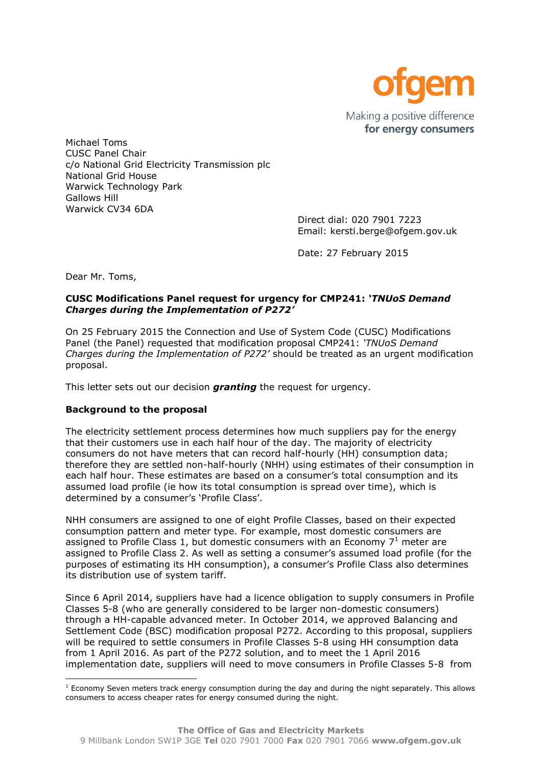ofgem

Making a positive difference
**for energy consumers**

Michael Toms
CUSC Panel Chair
c/o National Grid Electricity Transmission plc
National Grid House
Warwick Technology Park
Gallows Hill
Warwick CV34 6DA

Direct dial: 020 7901 7223
Email: kersti.berge@ofgem.gov.uk

Date: 27 February 2015

Dear Mr. Toms,

**CUSC Modifications Panel request for urgency for CMP241: *'TNUoS Demand Charges during the Implementation of P272'***

On 25 February 2015 the Connection and Use of System Code (CUSC) Modifications Panel (the Panel) requested that modification proposal CMP241: *'TNUoS Demand Charges during the Implementation of P272'* should be treated as an urgent modification proposal.

This letter sets out our decision ***granting*** the request for urgency.

**Background to the proposal**

The electricity settlement process determines how much suppliers pay for the energy that their customers use in each half hour of the day. The majority of electricity consumers do not have meters that can record half-hourly (HH) consumption data; therefore they are settled non-half-hourly (NHH) using estimates of their consumption in each half hour. These estimates are based on a consumer's total consumption and its assumed load profile (ie how its total consumption is spread over time), which is determined by a consumer's 'Profile Class'.

NHH consumers are assigned to one of eight Profile Classes, based on their expected consumption pattern and meter type. For example, most domestic consumers are assigned to Profile Class 1, but domestic consumers with an Economy 7[1] meter are assigned to Profile Class 2. As well as setting a consumer's assumed load profile (for the purposes of estimating its HH consumption), a consumer's Profile Class also determines its distribution use of system tariff.

Since 6 April 2014, suppliers have had a licence obligation to supply consumers in Profile Classes 5-8 (who are generally considered to be larger non-domestic consumers) through a HH-capable advanced meter. In October 2014, we approved Balancing and Settlement Code (BSC) modification proposal P272. According to this proposal, suppliers will be required to settle consumers in Profile Classes 5-8 using HH consumption data from 1 April 2016. As part of the P272 solution, and to meet the 1 April 2016 implementation date, suppliers will need to move consumers in Profile Classes 5-8 from

[1] Economy Seven meters track energy consumption during the day and during the night separately. This allows consumers to access cheaper rates for energy consumed during the night.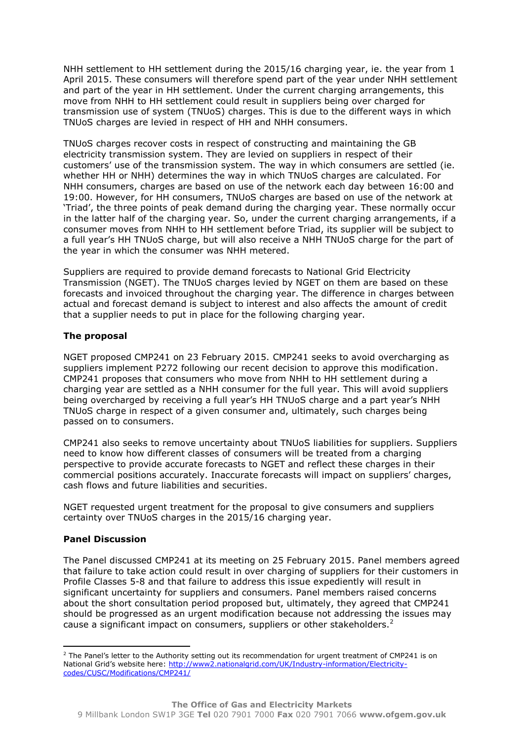NHH settlement to HH settlement during the 2015/16 charging year, ie. the year from 1 April 2015. These consumers will therefore spend part of the year under NHH settlement and part of the year in HH settlement. Under the current charging arrangements, this move from NHH to HH settlement could result in suppliers being over charged for transmission use of system (TNUoS) charges. This is due to the different ways in which TNUoS charges are levied in respect of HH and NHH consumers.

TNUoS charges recover costs in respect of constructing and maintaining the GB electricity transmission system. They are levied on suppliers in respect of their customers' use of the transmission system. The way in which consumers are settled (ie. whether HH or NHH) determines the way in which TNUoS charges are calculated. For NHH consumers, charges are based on use of the network each day between 16:00 and 19:00. However, for HH consumers, TNUoS charges are based on use of the network at 'Triad', the three points of peak demand during the charging year. These normally occur in the latter half of the charging year. So, under the current charging arrangements, if a consumer moves from NHH to HH settlement before Triad, its supplier will be subject to a full year's HH TNUoS charge, but will also receive a NHH TNUoS charge for the part of the year in which the consumer was NHH metered.

Suppliers are required to provide demand forecasts to National Grid Electricity Transmission (NGET). The TNUoS charges levied by NGET on them are based on these forecasts and invoiced throughout the charging year. The difference in charges between actual and forecast demand is subject to interest and also affects the amount of credit that a supplier needs to put in place for the following charging year.

**The proposal**

NGET proposed CMP241 on 23 February 2015. CMP241 seeks to avoid overcharging as suppliers implement P272 following our recent decision to approve this modification. CMP241 proposes that consumers who move from NHH to HH settlement during a charging year are settled as a NHH consumer for the full year. This will avoid suppliers being overcharged by receiving a full year's HH TNUoS charge and a part year's NHH TNUoS charge in respect of a given consumer and, ultimately, such charges being passed on to consumers.

CMP241 also seeks to remove uncertainty about TNUoS liabilities for suppliers. Suppliers need to know how different classes of consumers will be treated from a charging perspective to provide accurate forecasts to NGET and reflect these charges in their commercial positions accurately. Inaccurate forecasts will impact on suppliers' charges, cash flows and future liabilities and securities.

NGET requested urgent treatment for the proposal to give consumers and suppliers certainty over TNUoS charges in the 2015/16 charging year.

**Panel Discussion**

The Panel discussed CMP241 at its meeting on 25 February 2015. Panel members agreed that failure to take action could result in over charging of suppliers for their customers in Profile Classes 5-8 and that failure to address this issue expediently will result in significant uncertainty for suppliers and consumers. Panel members raised concerns about the short consultation period proposed but, ultimately, they agreed that CMP241 should be progressed as an urgent modification because not addressing the issues may cause a significant impact on consumers, suppliers or other stakeholders.[2]

[2] The Panel's letter to the Authority setting out its recommendation for urgent treatment of CMP241 is on National Grid's website here: http://www2.nationalgrid.com/UK/Industry-information/Electricity-codes/CUSC/Modifications/CMP241/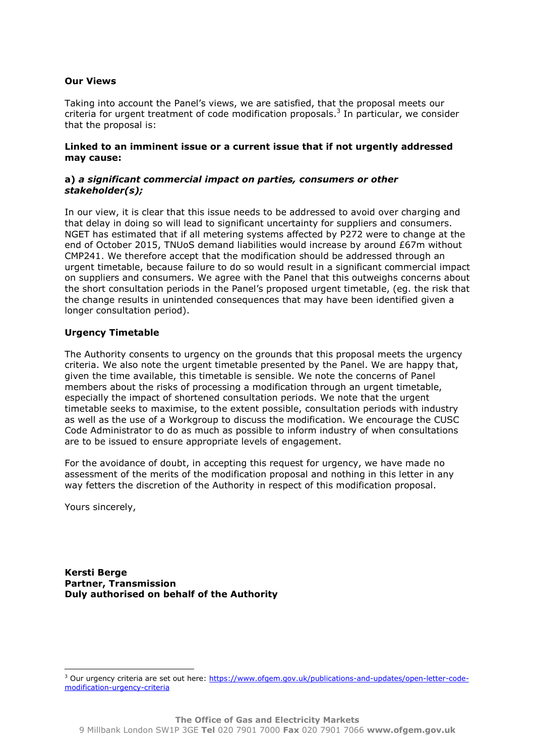**Our Views**

Taking into account the Panel's views, we are satisfied, that the proposal meets our criteria for urgent treatment of code modification proposals.[3] In particular, we consider that the proposal is:

**Linked to an imminent issue or a current issue that if not urgently addressed may cause:**

**a)** ***a significant commercial impact on parties, consumers or other stakeholder(s);***

In our view, it is clear that this issue needs to be addressed to avoid over charging and that delay in doing so will lead to significant uncertainty for suppliers and consumers. NGET has estimated that if all metering systems affected by P272 were to change at the end of October 2015, TNUoS demand liabilities would increase by around £67m without CMP241. We therefore accept that the modification should be addressed through an urgent timetable, because failure to do so would result in a significant commercial impact on suppliers and consumers. We agree with the Panel that this outweighs concerns about the short consultation periods in the Panel's proposed urgent timetable, (eg. the risk that the change results in unintended consequences that may have been identified given a longer consultation period).

**Urgency Timetable**

The Authority consents to urgency on the grounds that this proposal meets the urgency criteria. We also note the urgent timetable presented by the Panel. We are happy that, given the time available, this timetable is sensible. We note the concerns of Panel members about the risks of processing a modification through an urgent timetable, especially the impact of shortened consultation periods. We note that the urgent timetable seeks to maximise, to the extent possible, consultation periods with industry as well as the use of a Workgroup to discuss the modification. We encourage the CUSC Code Administrator to do as much as possible to inform industry of when consultations are to be issued to ensure appropriate levels of engagement.

For the avoidance of doubt, in accepting this request for urgency, we have made no assessment of the merits of the modification proposal and nothing in this letter in any way fetters the discretion of the Authority in respect of this modification proposal.

Yours sincerely,

**Kersti Berge**
**Partner, Transmission**
**Duly authorised on behalf of the Authority**

[3] Our urgency criteria are set out here: https://www.ofgem.gov.uk/publications-and-updates/open-letter-code-modification-urgency-criteria